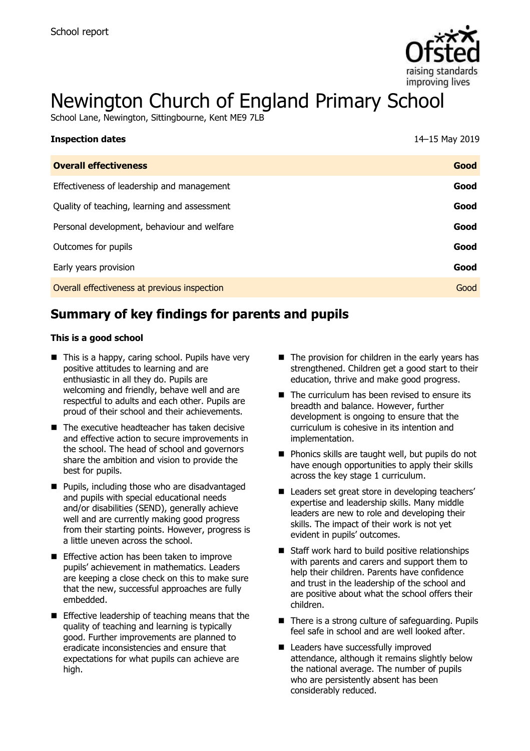School report

# Newington Church of England Primary School

School Lane, Newington, Sittingbourne, Kent ME9 7LB

| **Inspection dates** | 14–15 May 2019 |
|---|---|
| **Overall effectiveness** | **Good** |
| Effectiveness of leadership and management | **Good** |
| Quality of teaching, learning and assessment | **Good** |
| Personal development, behaviour and welfare | **Good** |
| Outcomes for pupils | **Good** |
| Early years provision | **Good** |
| Overall effectiveness at previous inspection | Good |

## Summary of key findings for parents and pupils

**This is a good school**

- This is a happy, caring school. Pupils have very positive attitudes to learning and are enthusiastic in all they do. Pupils are welcoming and friendly, behave well and are respectful to adults and each other. Pupils are proud of their school and their achievements.
- The executive headteacher has taken decisive and effective action to secure improvements in the school. The head of school and governors share the ambition and vision to provide the best for pupils.
- Pupils, including those who are disadvantaged and pupils with special educational needs and/or disabilities (SEND), generally achieve well and are currently making good progress from their starting points. However, progress is a little uneven across the school.
- Effective action has been taken to improve pupils' achievement in mathematics. Leaders are keeping a close check on this to make sure that the new, successful approaches are fully embedded.
- Effective leadership of teaching means that the quality of teaching and learning is typically good. Further improvements are planned to eradicate inconsistencies and ensure that expectations for what pupils can achieve are high.
- The provision for children in the early years has strengthened. Children get a good start to their education, thrive and make good progress.
- The curriculum has been revised to ensure its breadth and balance. However, further development is ongoing to ensure that the curriculum is cohesive in its intention and implementation.
- Phonics skills are taught well, but pupils do not have enough opportunities to apply their skills across the key stage 1 curriculum.
- Leaders set great store in developing teachers' expertise and leadership skills. Many middle leaders are new to role and developing their skills. The impact of their work is not yet evident in pupils' outcomes.
- Staff work hard to build positive relationships with parents and carers and support them to help their children. Parents have confidence and trust in the leadership of the school and are positive about what the school offers their children.
- There is a strong culture of safeguarding. Pupils feel safe in school and are well looked after.
- Leaders have successfully improved attendance, although it remains slightly below the national average. The number of pupils who are persistently absent has been considerably reduced.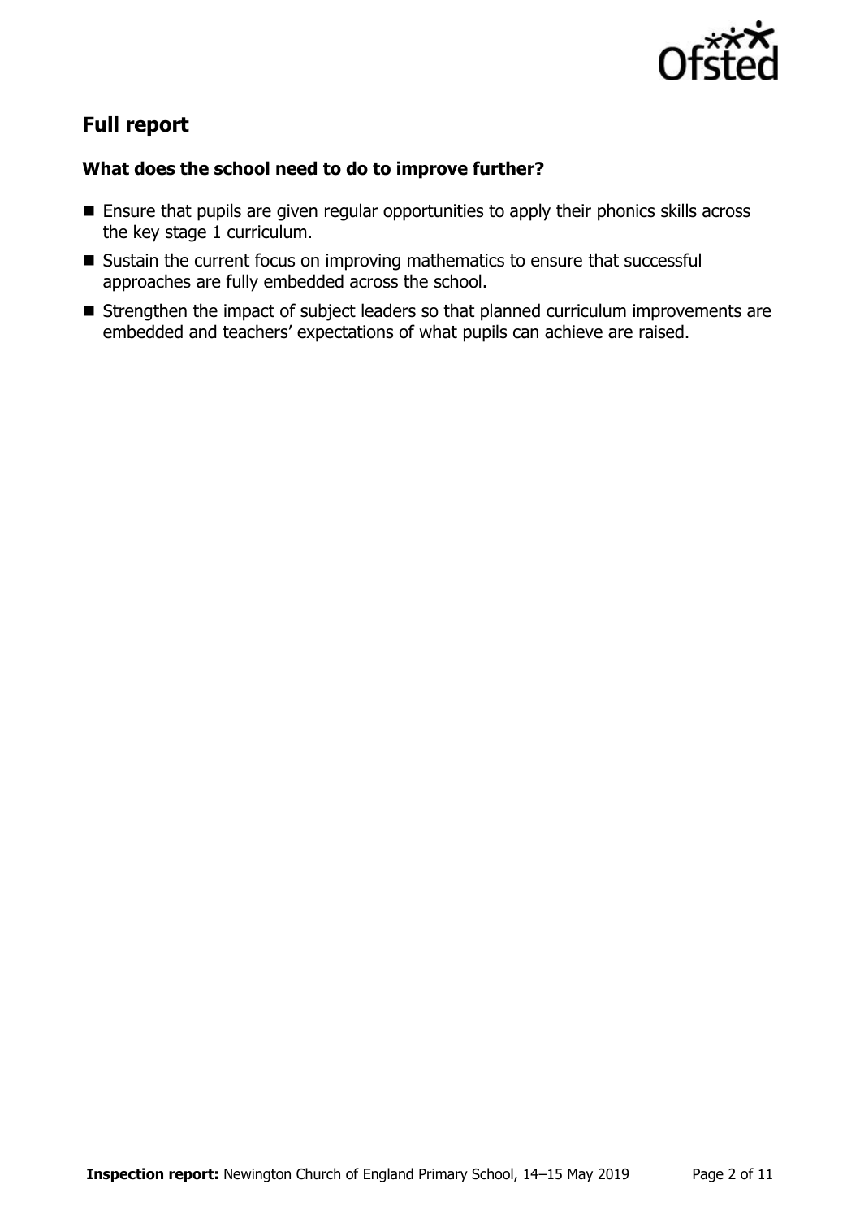## Full report

### What does the school need to do to improve further?

- Ensure that pupils are given regular opportunities to apply their phonics skills across the key stage 1 curriculum.
- Sustain the current focus on improving mathematics to ensure that successful approaches are fully embedded across the school.
- Strengthen the impact of subject leaders so that planned curriculum improvements are embedded and teachers' expectations of what pupils can achieve are raised.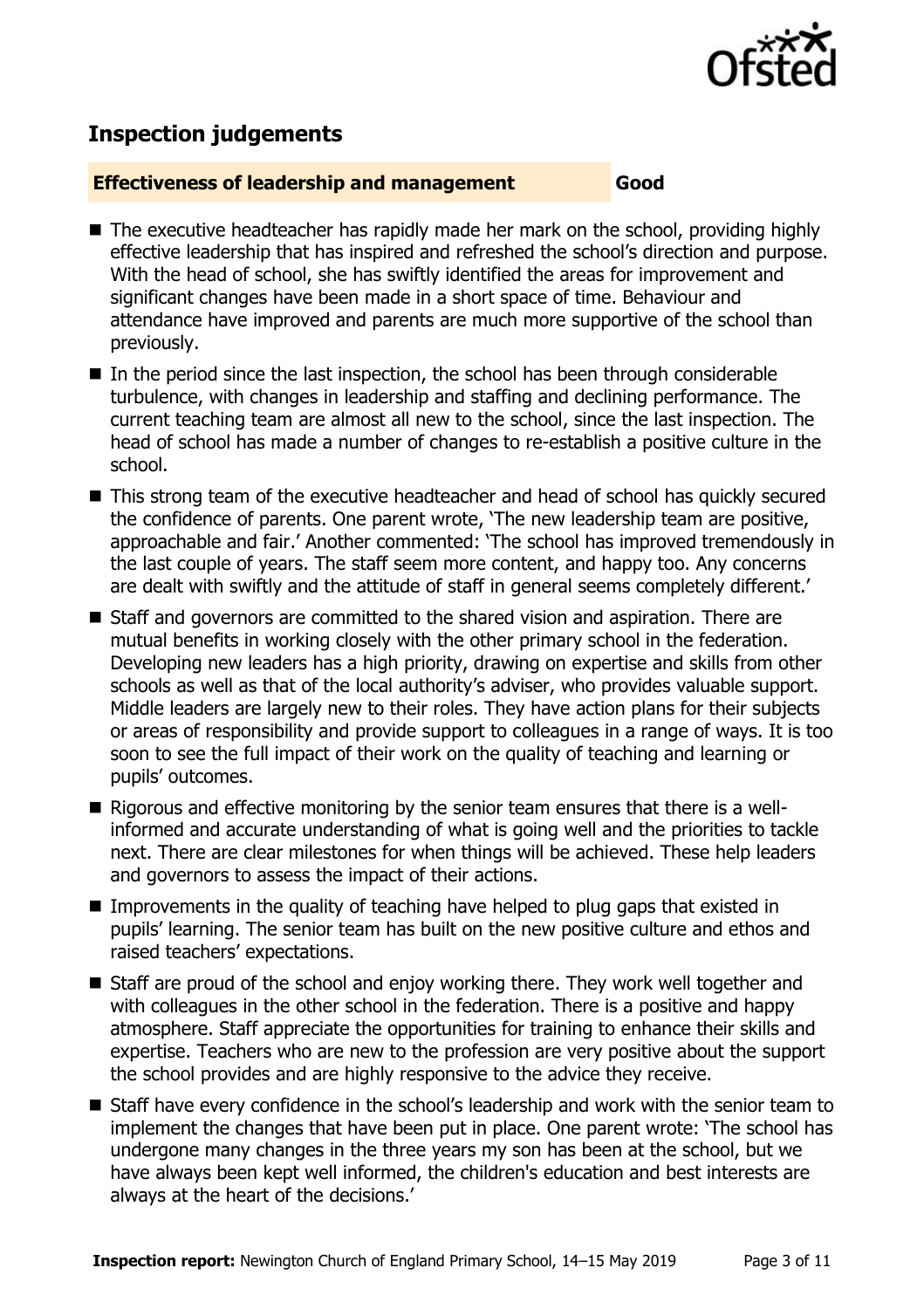## Inspection judgements

**Effectiveness of leadership and management** **Good**

- The executive headteacher has rapidly made her mark on the school, providing highly effective leadership that has inspired and refreshed the school's direction and purpose. With the head of school, she has swiftly identified the areas for improvement and significant changes have been made in a short space of time. Behaviour and attendance have improved and parents are much more supportive of the school than previously.
- In the period since the last inspection, the school has been through considerable turbulence, with changes in leadership and staffing and declining performance. The current teaching team are almost all new to the school, since the last inspection. The head of school has made a number of changes to re-establish a positive culture in the school.
- This strong team of the executive headteacher and head of school has quickly secured the confidence of parents. One parent wrote, 'The new leadership team are positive, approachable and fair.' Another commented: 'The school has improved tremendously in the last couple of years. The staff seem more content, and happy too. Any concerns are dealt with swiftly and the attitude of staff in general seems completely different.'
- Staff and governors are committed to the shared vision and aspiration. There are mutual benefits in working closely with the other primary school in the federation. Developing new leaders has a high priority, drawing on expertise and skills from other schools as well as that of the local authority's adviser, who provides valuable support. Middle leaders are largely new to their roles. They have action plans for their subjects or areas of responsibility and provide support to colleagues in a range of ways. It is too soon to see the full impact of their work on the quality of teaching and learning or pupils' outcomes.
- Rigorous and effective monitoring by the senior team ensures that there is a well-informed and accurate understanding of what is going well and the priorities to tackle next. There are clear milestones for when things will be achieved. These help leaders and governors to assess the impact of their actions.
- Improvements in the quality of teaching have helped to plug gaps that existed in pupils' learning. The senior team has built on the new positive culture and ethos and raised teachers' expectations.
- Staff are proud of the school and enjoy working there. They work well together and with colleagues in the other school in the federation. There is a positive and happy atmosphere. Staff appreciate the opportunities for training to enhance their skills and expertise. Teachers who are new to the profession are very positive about the support the school provides and are highly responsive to the advice they receive.
- Staff have every confidence in the school's leadership and work with the senior team to implement the changes that have been put in place. One parent wrote: 'The school has undergone many changes in the three years my son has been at the school, but we have always been kept well informed, the children's education and best interests are always at the heart of the decisions.'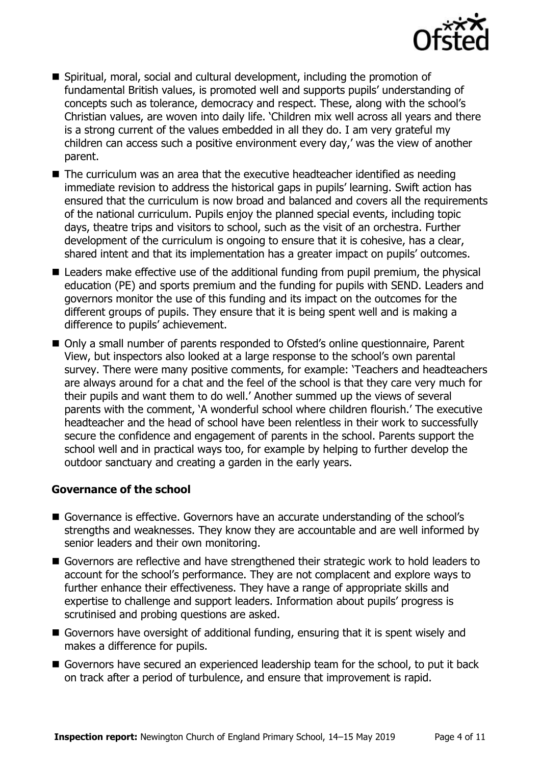- Spiritual, moral, social and cultural development, including the promotion of fundamental British values, is promoted well and supports pupils' understanding of concepts such as tolerance, democracy and respect. These, along with the school's Christian values, are woven into daily life. 'Children mix well across all years and there is a strong current of the values embedded in all they do. I am very grateful my children can access such a positive environment every day,' was the view of another parent.
- The curriculum was an area that the executive headteacher identified as needing immediate revision to address the historical gaps in pupils' learning. Swift action has ensured that the curriculum is now broad and balanced and covers all the requirements of the national curriculum. Pupils enjoy the planned special events, including topic days, theatre trips and visitors to school, such as the visit of an orchestra. Further development of the curriculum is ongoing to ensure that it is cohesive, has a clear, shared intent and that its implementation has a greater impact on pupils' outcomes.
- Leaders make effective use of the additional funding from pupil premium, the physical education (PE) and sports premium and the funding for pupils with SEND. Leaders and governors monitor the use of this funding and its impact on the outcomes for the different groups of pupils. They ensure that it is being spent well and is making a difference to pupils' achievement.
- Only a small number of parents responded to Ofsted's online questionnaire, Parent View, but inspectors also looked at a large response to the school's own parental survey. There were many positive comments, for example: 'Teachers and headteachers are always around for a chat and the feel of the school is that they care very much for their pupils and want them to do well.' Another summed up the views of several parents with the comment, 'A wonderful school where children flourish.' The executive headteacher and the head of school have been relentless in their work to successfully secure the confidence and engagement of parents in the school. Parents support the school well and in practical ways too, for example by helping to further develop the outdoor sanctuary and creating a garden in the early years.

### Governance of the school

- Governance is effective. Governors have an accurate understanding of the school's strengths and weaknesses. They know they are accountable and are well informed by senior leaders and their own monitoring.
- Governors are reflective and have strengthened their strategic work to hold leaders to account for the school's performance. They are not complacent and explore ways to further enhance their effectiveness. They have a range of appropriate skills and expertise to challenge and support leaders. Information about pupils' progress is scrutinised and probing questions are asked.
- Governors have oversight of additional funding, ensuring that it is spent wisely and makes a difference for pupils.
- Governors have secured an experienced leadership team for the school, to put it back on track after a period of turbulence, and ensure that improvement is rapid.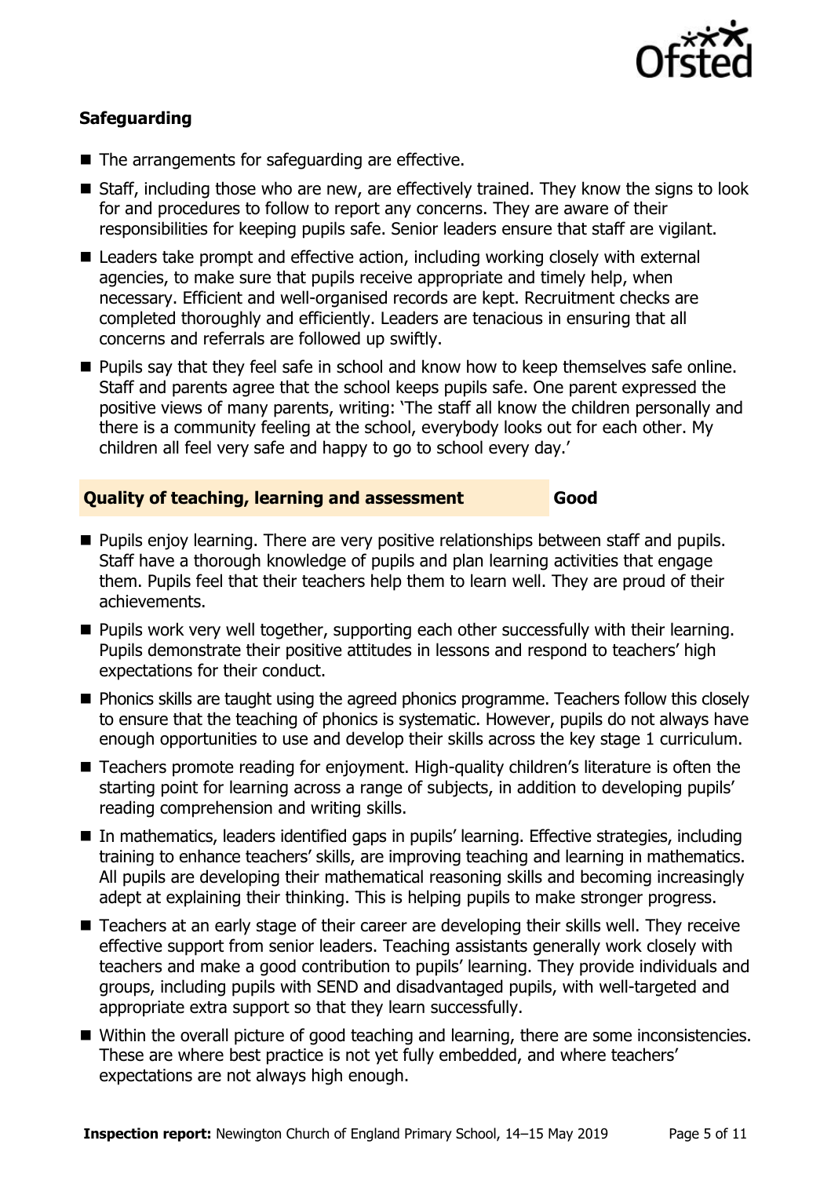### Safeguarding

- The arrangements for safeguarding are effective.
- Staff, including those who are new, are effectively trained. They know the signs to look for and procedures to follow to report any concerns. They are aware of their responsibilities for keeping pupils safe. Senior leaders ensure that staff are vigilant.
- Leaders take prompt and effective action, including working closely with external agencies, to make sure that pupils receive appropriate and timely help, when necessary. Efficient and well-organised records are kept. Recruitment checks are completed thoroughly and efficiently. Leaders are tenacious in ensuring that all concerns and referrals are followed up swiftly.
- Pupils say that they feel safe in school and know how to keep themselves safe online. Staff and parents agree that the school keeps pupils safe. One parent expressed the positive views of many parents, writing: 'The staff all know the children personally and there is a community feeling at the school, everybody looks out for each other. My children all feel very safe and happy to go to school every day.'

### Quality of teaching, learning and assessment — Good

- Pupils enjoy learning. There are very positive relationships between staff and pupils. Staff have a thorough knowledge of pupils and plan learning activities that engage them. Pupils feel that their teachers help them to learn well. They are proud of their achievements.
- Pupils work very well together, supporting each other successfully with their learning. Pupils demonstrate their positive attitudes in lessons and respond to teachers' high expectations for their conduct.
- Phonics skills are taught using the agreed phonics programme. Teachers follow this closely to ensure that the teaching of phonics is systematic. However, pupils do not always have enough opportunities to use and develop their skills across the key stage 1 curriculum.
- Teachers promote reading for enjoyment. High-quality children's literature is often the starting point for learning across a range of subjects, in addition to developing pupils' reading comprehension and writing skills.
- In mathematics, leaders identified gaps in pupils' learning. Effective strategies, including training to enhance teachers' skills, are improving teaching and learning in mathematics. All pupils are developing their mathematical reasoning skills and becoming increasingly adept at explaining their thinking. This is helping pupils to make stronger progress.
- Teachers at an early stage of their career are developing their skills well. They receive effective support from senior leaders. Teaching assistants generally work closely with teachers and make a good contribution to pupils' learning. They provide individuals and groups, including pupils with SEND and disadvantaged pupils, with well-targeted and appropriate extra support so that they learn successfully.
- Within the overall picture of good teaching and learning, there are some inconsistencies. These are where best practice is not yet fully embedded, and where teachers' expectations are not always high enough.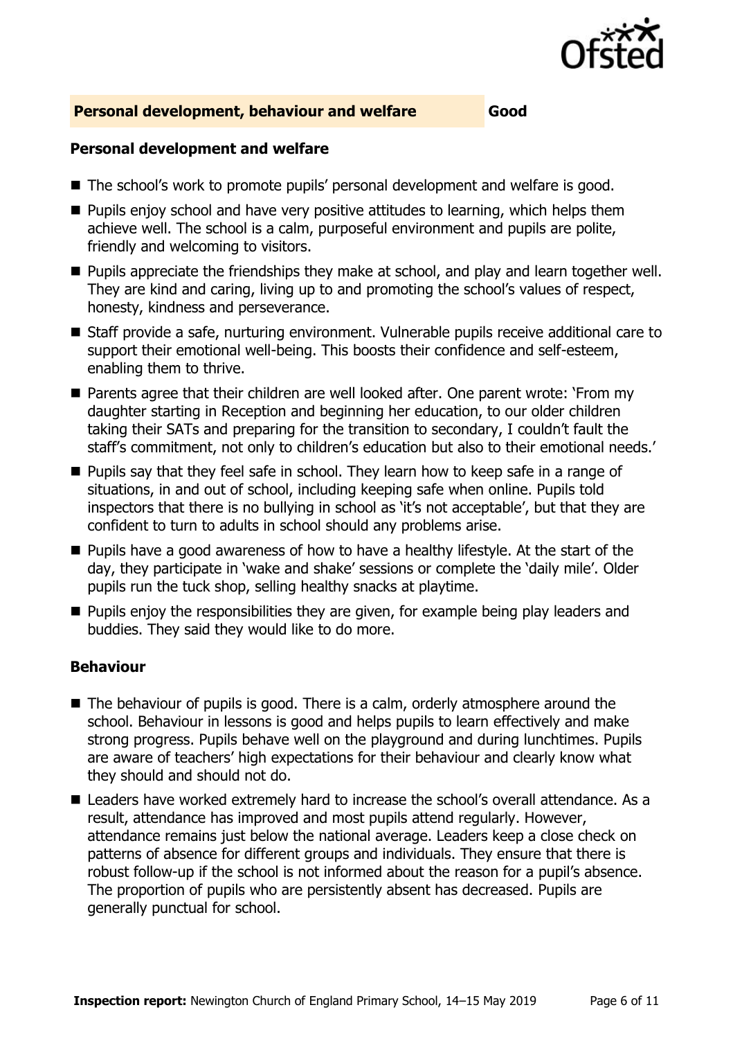## Personal development, behaviour and welfare — Good

### Personal development and welfare

- The school's work to promote pupils' personal development and welfare is good.
- Pupils enjoy school and have very positive attitudes to learning, which helps them achieve well. The school is a calm, purposeful environment and pupils are polite, friendly and welcoming to visitors.
- Pupils appreciate the friendships they make at school, and play and learn together well. They are kind and caring, living up to and promoting the school's values of respect, honesty, kindness and perseverance.
- Staff provide a safe, nurturing environment. Vulnerable pupils receive additional care to support their emotional well-being. This boosts their confidence and self-esteem, enabling them to thrive.
- Parents agree that their children are well looked after. One parent wrote: 'From my daughter starting in Reception and beginning her education, to our older children taking their SATs and preparing for the transition to secondary, I couldn't fault the staff's commitment, not only to children's education but also to their emotional needs.'
- Pupils say that they feel safe in school. They learn how to keep safe in a range of situations, in and out of school, including keeping safe when online. Pupils told inspectors that there is no bullying in school as 'it's not acceptable', but that they are confident to turn to adults in school should any problems arise.
- Pupils have a good awareness of how to have a healthy lifestyle. At the start of the day, they participate in 'wake and shake' sessions or complete the 'daily mile'. Older pupils run the tuck shop, selling healthy snacks at playtime.
- Pupils enjoy the responsibilities they are given, for example being play leaders and buddies. They said they would like to do more.

### Behaviour

- The behaviour of pupils is good. There is a calm, orderly atmosphere around the school. Behaviour in lessons is good and helps pupils to learn effectively and make strong progress. Pupils behave well on the playground and during lunchtimes. Pupils are aware of teachers' high expectations for their behaviour and clearly know what they should and should not do.
- Leaders have worked extremely hard to increase the school's overall attendance. As a result, attendance has improved and most pupils attend regularly. However, attendance remains just below the national average. Leaders keep a close check on patterns of absence for different groups and individuals. They ensure that there is robust follow-up if the school is not informed about the reason for a pupil's absence. The proportion of pupils who are persistently absent has decreased. Pupils are generally punctual for school.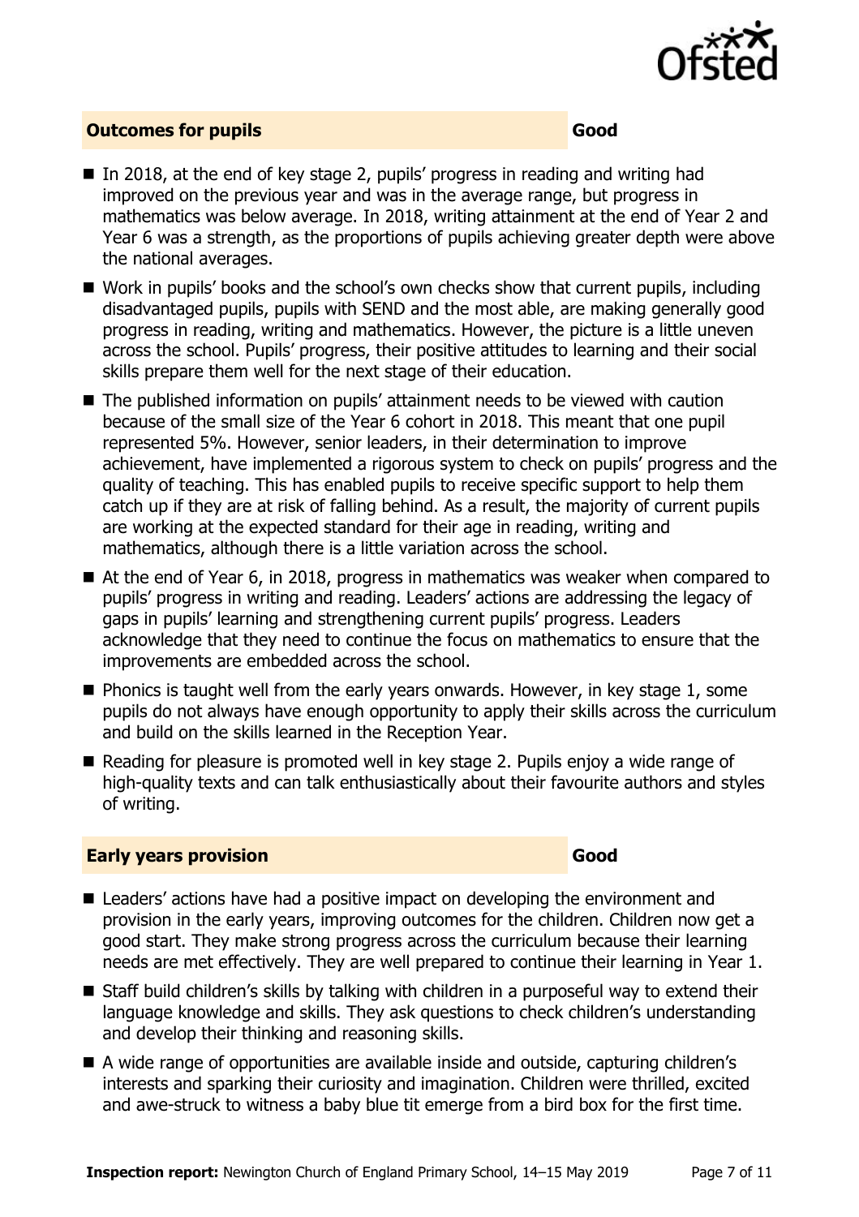## Outcomes for pupils — Good

- In 2018, at the end of key stage 2, pupils' progress in reading and writing had improved on the previous year and was in the average range, but progress in mathematics was below average. In 2018, writing attainment at the end of Year 2 and Year 6 was a strength, as the proportions of pupils achieving greater depth were above the national averages.
- Work in pupils' books and the school's own checks show that current pupils, including disadvantaged pupils, pupils with SEND and the most able, are making generally good progress in reading, writing and mathematics. However, the picture is a little uneven across the school. Pupils' progress, their positive attitudes to learning and their social skills prepare them well for the next stage of their education.
- The published information on pupils' attainment needs to be viewed with caution because of the small size of the Year 6 cohort in 2018. This meant that one pupil represented 5%. However, senior leaders, in their determination to improve achievement, have implemented a rigorous system to check on pupils' progress and the quality of teaching. This has enabled pupils to receive specific support to help them catch up if they are at risk of falling behind. As a result, the majority of current pupils are working at the expected standard for their age in reading, writing and mathematics, although there is a little variation across the school.
- At the end of Year 6, in 2018, progress in mathematics was weaker when compared to pupils' progress in writing and reading. Leaders' actions are addressing the legacy of gaps in pupils' learning and strengthening current pupils' progress. Leaders acknowledge that they need to continue the focus on mathematics to ensure that the improvements are embedded across the school.
- Phonics is taught well from the early years onwards. However, in key stage 1, some pupils do not always have enough opportunity to apply their skills across the curriculum and build on the skills learned in the Reception Year.
- Reading for pleasure is promoted well in key stage 2. Pupils enjoy a wide range of high-quality texts and can talk enthusiastically about their favourite authors and styles of writing.

## Early years provision — Good

- Leaders' actions have had a positive impact on developing the environment and provision in the early years, improving outcomes for the children. Children now get a good start. They make strong progress across the curriculum because their learning needs are met effectively. They are well prepared to continue their learning in Year 1.
- Staff build children's skills by talking with children in a purposeful way to extend their language knowledge and skills. They ask questions to check children's understanding and develop their thinking and reasoning skills.
- A wide range of opportunities are available inside and outside, capturing children's interests and sparking their curiosity and imagination. Children were thrilled, excited and awe-struck to witness a baby blue tit emerge from a bird box for the first time.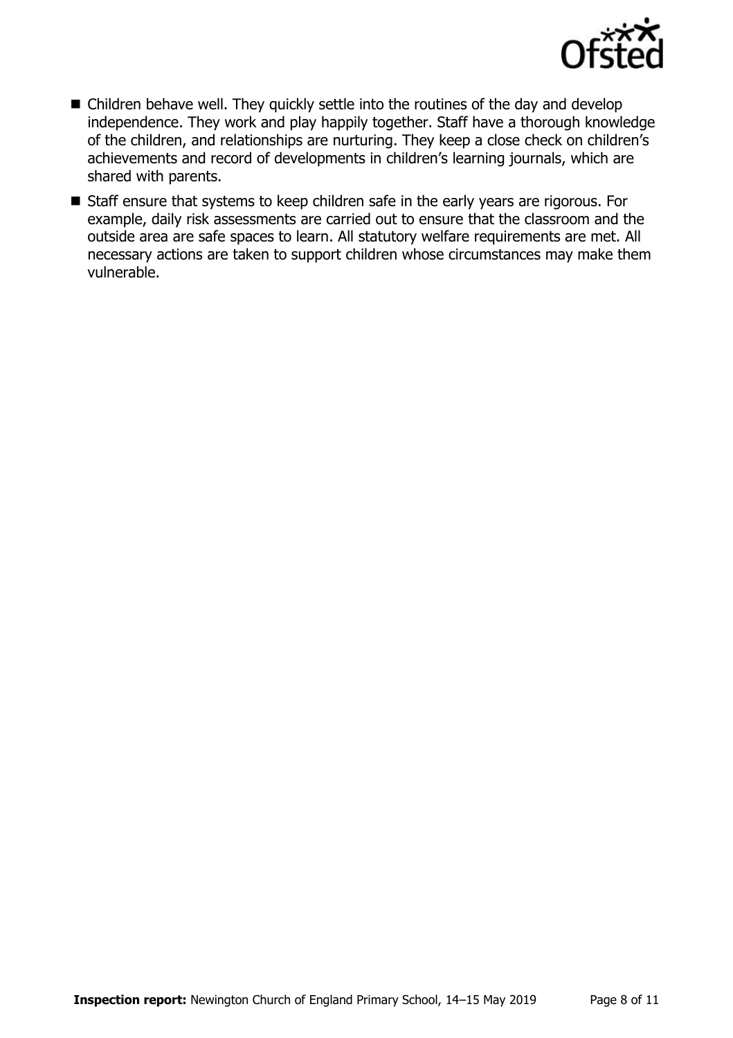- Children behave well. They quickly settle into the routines of the day and develop independence. They work and play happily together. Staff have a thorough knowledge of the children, and relationships are nurturing. They keep a close check on children's achievements and record of developments in children's learning journals, which are shared with parents.
- Staff ensure that systems to keep children safe in the early years are rigorous. For example, daily risk assessments are carried out to ensure that the classroom and the outside area are safe spaces to learn. All statutory welfare requirements are met. All necessary actions are taken to support children whose circumstances may make them vulnerable.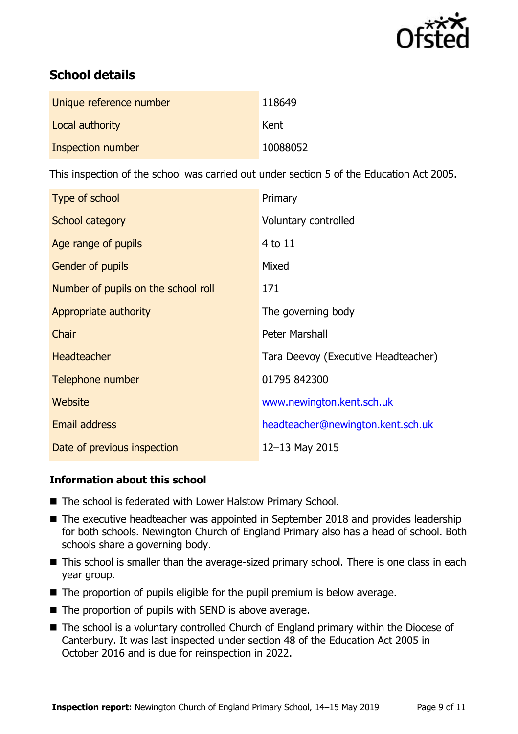## School details

| | |
|---|---|
| Unique reference number | 118649 |
| Local authority | Kent |
| Inspection number | 10088052 |

This inspection of the school was carried out under section 5 of the Education Act 2005.

| | |
|---|---|
| Type of school | Primary |
| School category | Voluntary controlled |
| Age range of pupils | 4 to 11 |
| Gender of pupils | Mixed |
| Number of pupils on the school roll | 171 |
| Appropriate authority | The governing body |
| Chair | Peter Marshall |
| Headteacher | Tara Deevoy (Executive Headteacher) |
| Telephone number | 01795 842300 |
| Website | www.newington.kent.sch.uk |
| Email address | headteacher@newington.kent.sch.uk |
| Date of previous inspection | 12–13 May 2015 |

### Information about this school

- The school is federated with Lower Halstow Primary School.
- The executive headteacher was appointed in September 2018 and provides leadership for both schools. Newington Church of England Primary also has a head of school. Both schools share a governing body.
- This school is smaller than the average-sized primary school. There is one class in each year group.
- The proportion of pupils eligible for the pupil premium is below average.
- The proportion of pupils with SEND is above average.
- The school is a voluntary controlled Church of England primary within the Diocese of Canterbury. It was last inspected under section 48 of the Education Act 2005 in October 2016 and is due for reinspection in 2022.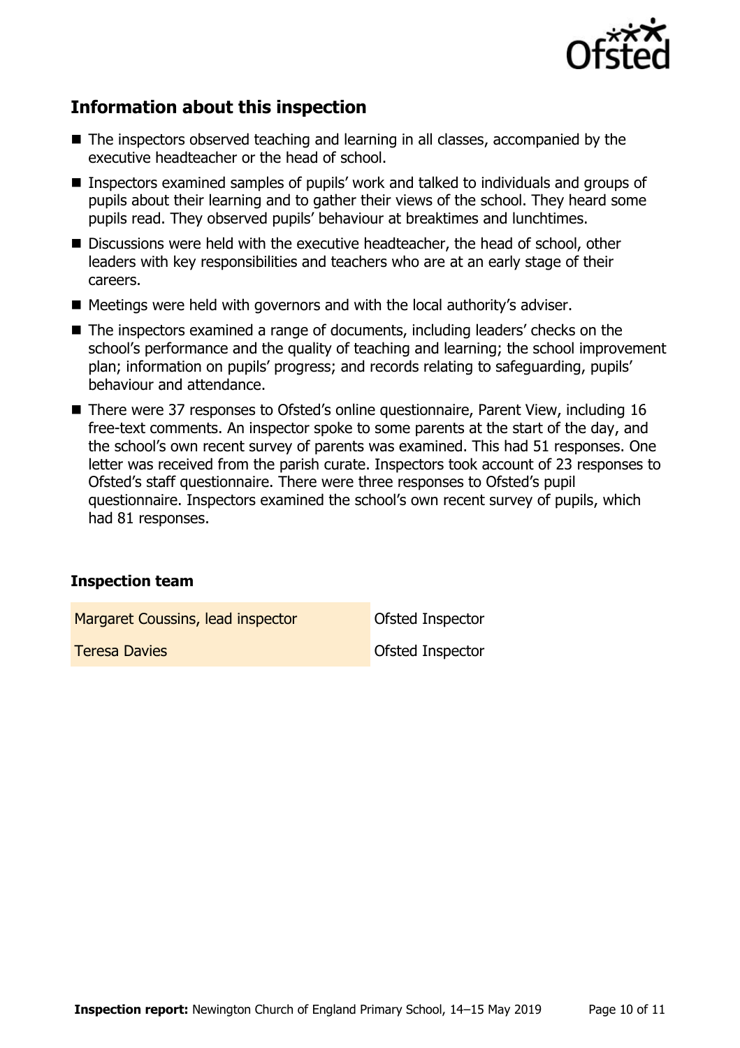## Information about this inspection

- The inspectors observed teaching and learning in all classes, accompanied by the executive headteacher or the head of school.
- Inspectors examined samples of pupils' work and talked to individuals and groups of pupils about their learning and to gather their views of the school. They heard some pupils read. They observed pupils' behaviour at breaktimes and lunchtimes.
- Discussions were held with the executive headteacher, the head of school, other leaders with key responsibilities and teachers who are at an early stage of their careers.
- Meetings were held with governors and with the local authority's adviser.
- The inspectors examined a range of documents, including leaders' checks on the school's performance and the quality of teaching and learning; the school improvement plan; information on pupils' progress; and records relating to safeguarding, pupils' behaviour and attendance.
- There were 37 responses to Ofsted's online questionnaire, Parent View, including 16 free-text comments. An inspector spoke to some parents at the start of the day, and the school's own recent survey of parents was examined. This had 51 responses. One letter was received from the parish curate. Inspectors took account of 23 responses to Ofsted's staff questionnaire. There were three responses to Ofsted's pupil questionnaire. Inspectors examined the school's own recent survey of pupils, which had 81 responses.

### Inspection team

| | |
|---|---|
| Margaret Coussins, lead inspector | Ofsted Inspector |
| Teresa Davies | Ofsted Inspector |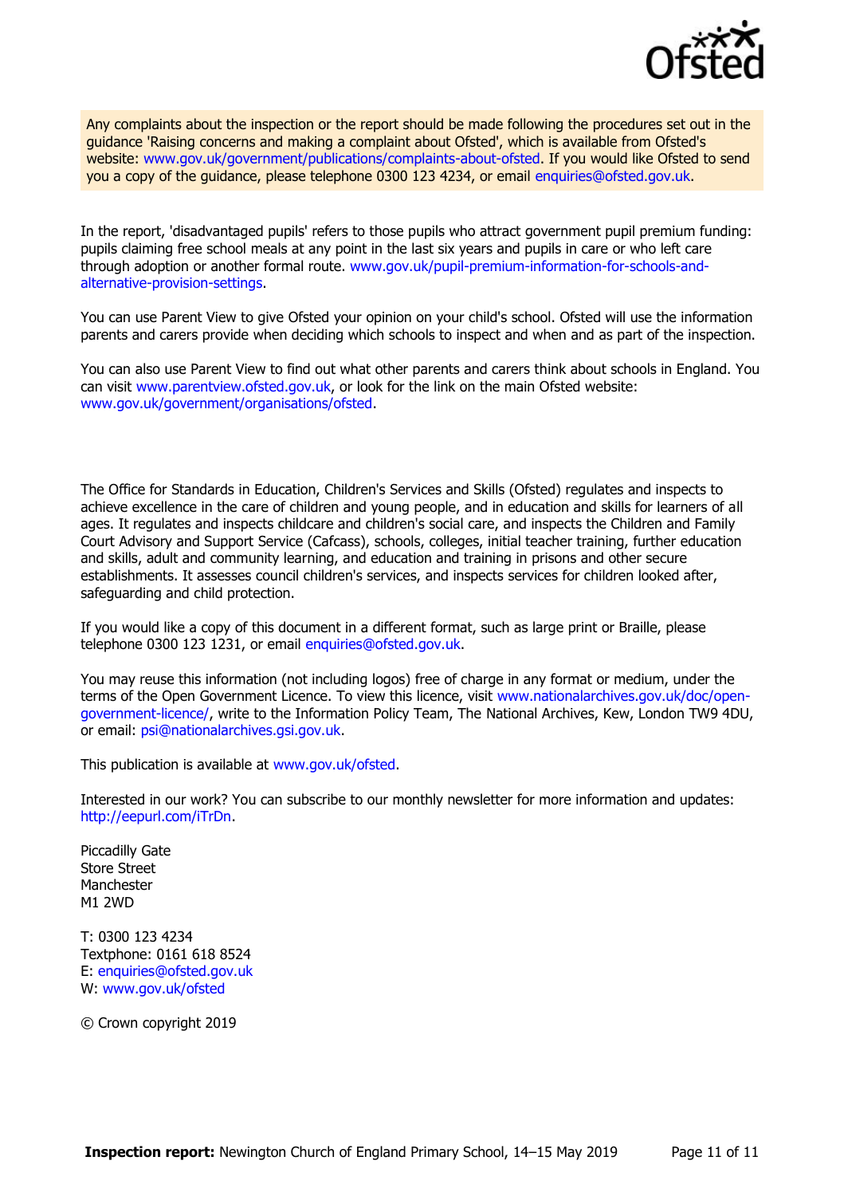Any complaints about the inspection or the report should be made following the procedures set out in the guidance 'Raising concerns and making a complaint about Ofsted', which is available from Ofsted's website: www.gov.uk/government/publications/complaints-about-ofsted. If you would like Ofsted to send you a copy of the guidance, please telephone 0300 123 4234, or email enquiries@ofsted.gov.uk.

In the report, 'disadvantaged pupils' refers to those pupils who attract government pupil premium funding: pupils claiming free school meals at any point in the last six years and pupils in care or who left care through adoption or another formal route. www.gov.uk/pupil-premium-information-for-schools-and-alternative-provision-settings.

You can use Parent View to give Ofsted your opinion on your child's school. Ofsted will use the information parents and carers provide when deciding which schools to inspect and when and as part of the inspection.

You can also use Parent View to find out what other parents and carers think about schools in England. You can visit www.parentview.ofsted.gov.uk, or look for the link on the main Ofsted website: www.gov.uk/government/organisations/ofsted.

The Office for Standards in Education, Children's Services and Skills (Ofsted) regulates and inspects to achieve excellence in the care of children and young people, and in education and skills for learners of all ages. It regulates and inspects childcare and children's social care, and inspects the Children and Family Court Advisory and Support Service (Cafcass), schools, colleges, initial teacher training, further education and skills, adult and community learning, and education and training in prisons and other secure establishments. It assesses council children's services, and inspects services for children looked after, safeguarding and child protection.

If you would like a copy of this document in a different format, such as large print or Braille, please telephone 0300 123 1231, or email enquiries@ofsted.gov.uk.

You may reuse this information (not including logos) free of charge in any format or medium, under the terms of the Open Government Licence. To view this licence, visit www.nationalarchives.gov.uk/doc/open-government-licence/, write to the Information Policy Team, The National Archives, Kew, London TW9 4DU, or email: psi@nationalarchives.gsi.gov.uk.

This publication is available at www.gov.uk/ofsted.

Interested in our work? You can subscribe to our monthly newsletter for more information and updates: http://eepurl.com/iTrDn.

Piccadilly Gate  
Store Street  
Manchester  
M1 2WD

T: 0300 123 4234  
Textphone: 0161 618 8524  
E: enquiries@ofsted.gov.uk  
W: www.gov.uk/ofsted

© Crown copyright 2019